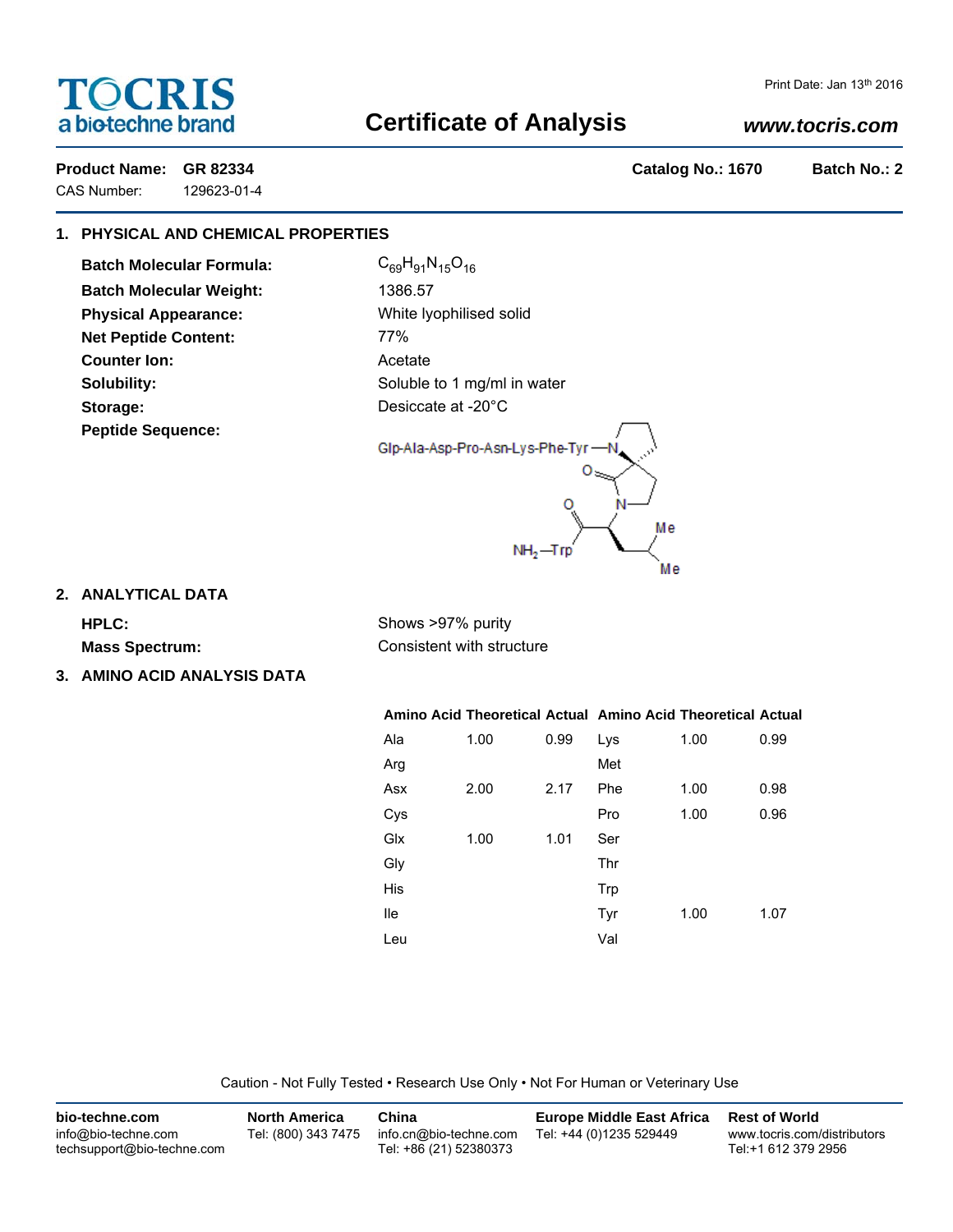# TOCRIS
a biotechne brand

Print Date: Jan 13th 2016

## Certificate of Analysis

*www.tocris.com*

**Product Name: GR 82334** | **Catalog No.: 1670** | **Batch No.: 2**

CAS Number: 129623-01-4

### 1. PHYSICAL AND CHEMICAL PROPERTIES

**Batch Molecular Formula:** $C_{69}H_{91}N_{15}O_{16}$

**Batch Molecular Weight:** 1386.57

**Physical Appearance:** White lyophilised solid

**Net Peptide Content:** 77%

**Counter Ion:** Acetate

**Solubility:** Soluble to 1 mg/ml in water

**Storage:** Desiccate at -20°C

**Peptide Sequence:**

Glp-Ala-Asp-Pro-Asn-Lys-Phe-Tyr—N ... $NH_2$—Trp

### 2. ANALYTICAL DATA

**HPLC:** Shows >97% purity

**Mass Spectrum:** Consistent with structure

### 3. AMINO ACID ANALYSIS DATA

| Amino Acid | Theoretical | Actual | Amino Acid | Theoretical | Actual |
|---|---|---|---|---|---|
| Ala | 1.00 | 0.99 | Lys | 1.00 | 0.99 |
| Arg | | | Met | | |
| Asx | 2.00 | 2.17 | Phe | 1.00 | 0.98 |
| Cys | | | Pro | 1.00 | 0.96 |
| Glx | 1.00 | 1.01 | Ser | | |
| Gly | | | Thr | | |
| His | | | Trp | | |
| Ile | | | Tyr | 1.00 | 1.07 |
| Leu | | | Val | | |

Caution - Not Fully Tested • Research Use Only • Not For Human or Veterinary Use

**bio-techne.com**
info@bio-techne.com
techsupport@bio-techne.com

**North America**
Tel: (800) 343 7475

**China**
info.cn@bio-techne.com
Tel: +86 (21) 52380373

**Europe Middle East Africa**
Tel: +44 (0)1235 529449

**Rest of World**
www.tocris.com/distributors
Tel:+1 612 379 2956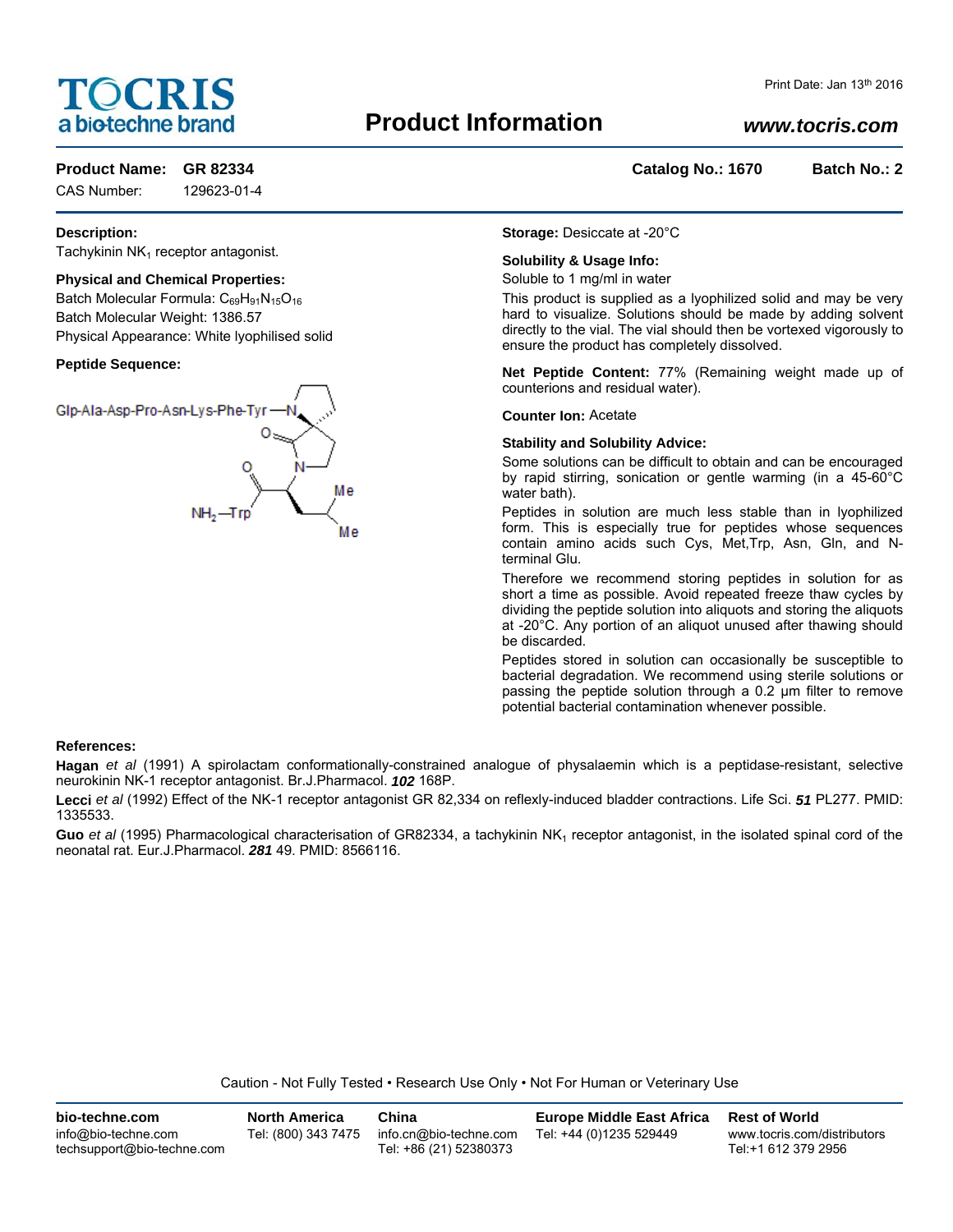# TOCRIS
a biotechne brand

Print Date: Jan 13th 2016

## Product Information

www.tocris.com

**Product Name: GR 82334** | **Catalog No.: 1670** | **Batch No.: 2**

CAS Number: 129623-01-4

### Description:
Tachykinin $NK_1$ receptor antagonist.

### Physical and Chemical Properties:
Batch Molecular Formula: $C_{69}H_{91}N_{15}O_{16}$
Batch Molecular Weight: 1386.57
Physical Appearance: White lyophilised solid

### Peptide Sequence:

Glp-Ala-Asp-Pro-Asn-Lys-Phe-Tyr —N
O
N
O
Me
$NH_2$—Trp
Me

**Storage:** Desiccate at -20°C

### Solubility & Usage Info:
Soluble to 1 mg/ml in water

This product is supplied as a lyophilized solid and may be very hard to visualize. Solutions should be made by adding solvent directly to the vial. The vial should then be vortexed vigorously to ensure the product has completely dissolved.

**Net Peptide Content:** 77% (Remaining weight made up of counterions and residual water).

**Counter Ion:** Acetate

### Stability and Solubility Advice:
Some solutions can be difficult to obtain and can be encouraged by rapid stirring, sonication or gentle warming (in a 45-60°C water bath).

Peptides in solution are much less stable than in lyophilized form. This is especially true for peptides whose sequences contain amino acids such as Cys, Met,Trp, Asn, Gln, and N-terminal Glu.

Therefore we recommend storing peptides in solution for as short a time as possible. Avoid repeated freeze thaw cycles by dividing the peptide solution into aliquots and storing the aliquots at -20°C. Any portion of an aliquot unused after thawing should be discarded.

Peptides stored in solution can occasionally be susceptible to bacterial degradation. We recommend using sterile solutions or passing the peptide solution through a 0.2 µm filter to remove potential bacterial contamination whenever possible.

### References:
**Hagan** *et al* (1991) A spirolactam conformationally-constrained analogue of physalaemin which is a peptidase-resistant, selective neurokinin NK-1 receptor antagonist. Br.J.Pharmacol. ***102*** 168P.

**Lecci** *et al* (1992) Effect of the NK-1 receptor antagonist GR 82,334 on reflexly-induced bladder contractions. Life Sci. ***51*** PL277. PMID: 1335533.

**Guo** *et al* (1995) Pharmacological characterisation of GR82334, a tachykinin $NK_1$ receptor antagonist, in the isolated spinal cord of the neonatal rat. Eur.J.Pharmacol. ***281*** 49. PMID: 8566116.

Caution - Not Fully Tested • Research Use Only • Not For Human or Veterinary Use

**bio-techne.com**
info@bio-techne.com
techsupport@bio-techne.com

**North America**
Tel: (800) 343 7475

**China**
info.cn@bio-techne.com
Tel: +86 (21) 52380373

**Europe Middle East Africa**
Tel: +44 (0)1235 529449

**Rest of World**
www.tocris.com/distributors
Tel:+1 612 379 2956